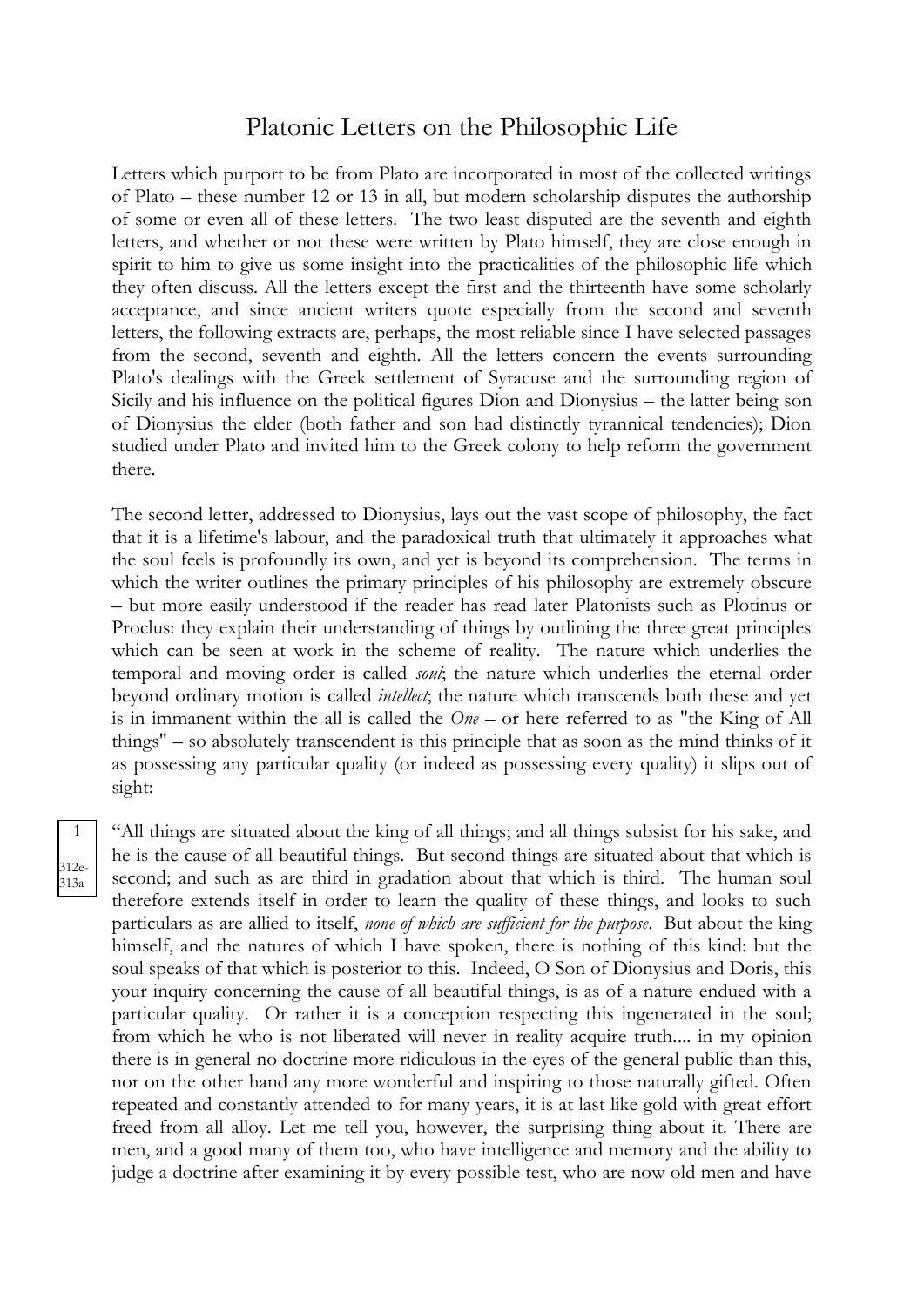# Platonic Letters on the Philosophic Life

Letters which purport to be from Plato are incorporated in most of the collected writings of Plato – these number 12 or 13 in all, but modern scholarship disputes the authorship of some or even all of these letters. The two least disputed are the seventh and eighth letters, and whether or not these were written by Plato himself, they are close enough in spirit to him to give us some insight into the practicalities of the philosophic life which they often discuss. All the letters except the first and the thirteenth have some scholarly acceptance, and since ancient writers quote especially from the second and seventh letters, the following extracts are, perhaps, the most reliable since I have selected passages from the second, seventh and eighth. All the letters concern the events surrounding Plato's dealings with the Greek settlement of Syracuse and the surrounding region of Sicily and his influence on the political figures Dion and Dionysius – the latter being son of Dionysius the elder (both father and son had distinctly tyrannical tendencies); Dion studied under Plato and invited him to the Greek colony to help reform the government there.

The second letter, addressed to Dionysius, lays out the vast scope of philosophy, the fact that it is a lifetime's labour, and the paradoxical truth that ultimately it approaches what the soul feels is profoundly its own, and yet is beyond its comprehension. The terms in which the writer outlines the primary principles of his philosophy are extremely obscure – but more easily understood if the reader has read later Platonists such as Plotinus or Proclus: they explain their understanding of things by outlining the three great principles which can be seen at work in the scheme of reality. The nature which underlies the temporal and moving order is called *soul*; the nature which underlies the eternal order beyond ordinary motion is called *intellect*; the nature which transcends both these and yet is in immanent within the all is called the *One* – or here referred to as "the King of All things" – so absolutely transcendent is this principle that as soon as the mind thinks of it as possessing any particular quality (or indeed as possessing every quality) it slips out of sight:

1

312e-313a

"All things are situated about the king of all things; and all things subsist for his sake, and he is the cause of all beautiful things. But second things are situated about that which is second; and such as are third in gradation about that which is third. The human soul therefore extends itself in order to learn the quality of these things, and looks to such particulars as are allied to itself, *none of which are sufficient for the purpose*. But about the king himself, and the natures of which I have spoken, there is nothing of this kind: but the soul speaks of that which is posterior to this. Indeed, O Son of Dionysius and Doris, this your inquiry concerning the cause of all beautiful things, is as of a nature endued with a particular quality. Or rather it is a conception respecting this ingenerated in the soul; from which he who is not liberated will never in reality acquire truth.... in my opinion there is in general no doctrine more ridiculous in the eyes of the general public than this, nor on the other hand any more wonderful and inspiring to those naturally gifted. Often repeated and constantly attended to for many years, it is at last like gold with great effort freed from all alloy. Let me tell you, however, the surprising thing about it. There are men, and a good many of them too, who have intelligence and memory and the ability to judge a doctrine after examining it by every possible test, who are now old men and have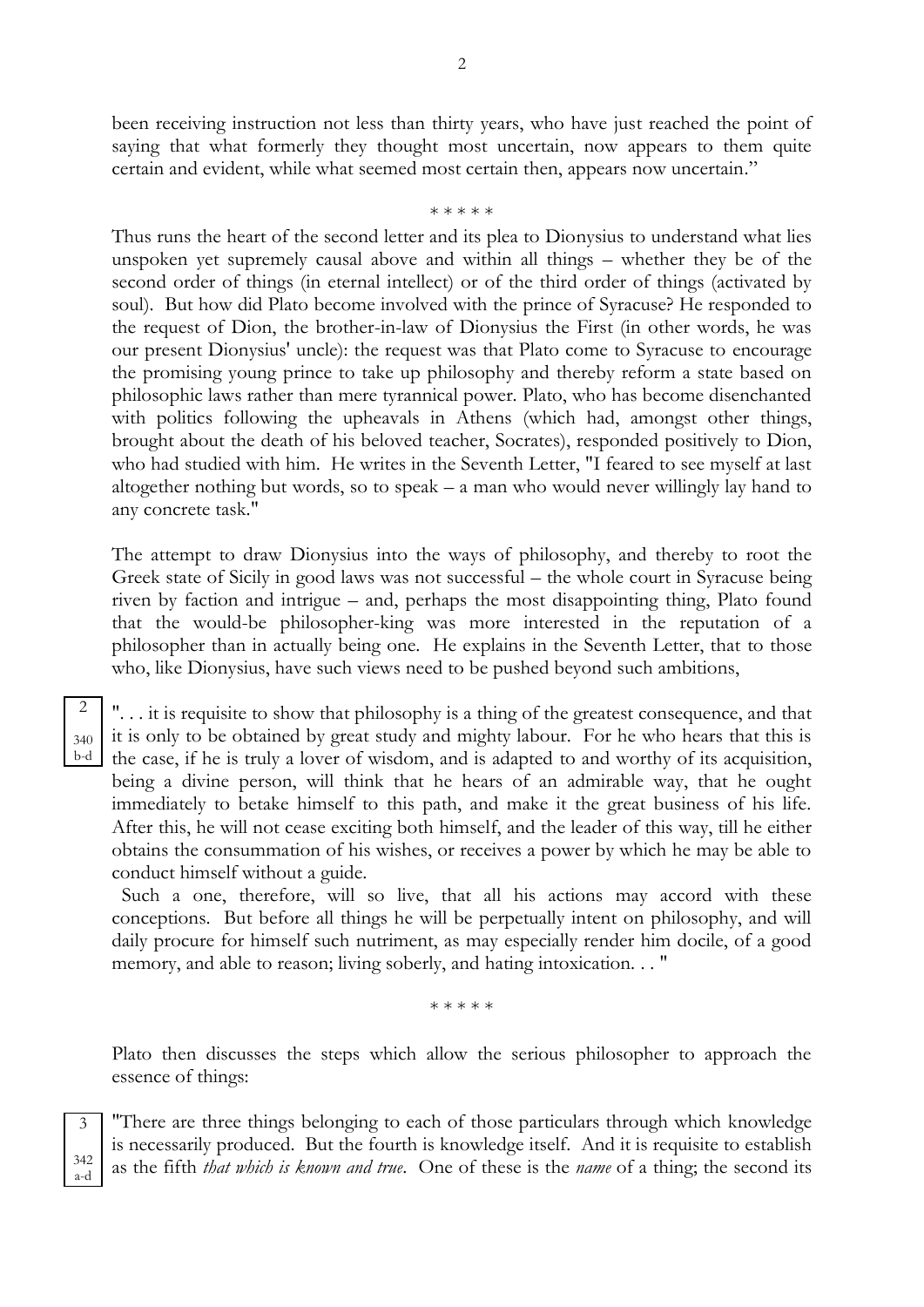been receiving instruction not less than thirty years, who have just reached the point of saying that what formerly they thought most uncertain, now appears to them quite certain and evident, while what seemed most certain then, appears now uncertain."

\* \* \* \* \*

Thus runs the heart of the second letter and its plea to Dionysius to understand what lies unspoken yet supremely causal above and within all things – whether they be of the second order of things (in eternal intellect) or of the third order of things (activated by soul). But how did Plato become involved with the prince of Syracuse? He responded to the request of Dion, the brother-in-law of Dionysius the First (in other words, he was our present Dionysius' uncle): the request was that Plato come to Syracuse to encourage the promising young prince to take up philosophy and thereby reform a state based on philosophic laws rather than mere tyrannical power. Plato, who has become disenchanted with politics following the upheavals in Athens (which had, amongst other things, brought about the death of his beloved teacher, Socrates), responded positively to Dion, who had studied with him. He writes in the Seventh Letter, "I feared to see myself at last altogether nothing but words, so to speak – a man who would never willingly lay hand to any concrete task."

The attempt to draw Dionysius into the ways of philosophy, and thereby to root the Greek state of Sicily in good laws was not successful – the whole court in Syracuse being riven by faction and intrigue – and, perhaps the most disappointing thing, Plato found that the would-be philosopher-king was more interested in the reputation of a philosopher than in actually being one. He explains in the Seventh Letter, that to those who, like Dionysius, have such views need to be pushed beyond such ambitions,

2
340 b-d

". . . it is requisite to show that philosophy is a thing of the greatest consequence, and that it is only to be obtained by great study and mighty labour. For he who hears that this is the case, if he is truly a lover of wisdom, and is adapted to and worthy of its acquisition, being a divine person, will think that he hears of an admirable way, that he ought immediately to betake himself to this path, and make it the great business of his life. After this, he will not cease exciting both himself, and the leader of this way, till he either obtains the consummation of his wishes, or receives a power by which he may be able to conduct himself without a guide.

Such a one, therefore, will so live, that all his actions may accord with these conceptions. But before all things he will be perpetually intent on philosophy, and will daily procure for himself such nutriment, as may especially render him docile, of a good memory, and able to reason; living soberly, and hating intoxication. . . "

\* \* \* \* \*

Plato then discusses the steps which allow the serious philosopher to approach the essence of things:

3
342 a-d

"There are three things belonging to each of those particulars through which knowledge is necessarily produced. But the fourth is knowledge itself. And it is requisite to establish as the fifth *that which is known and true*. One of these is the *name* of a thing; the second its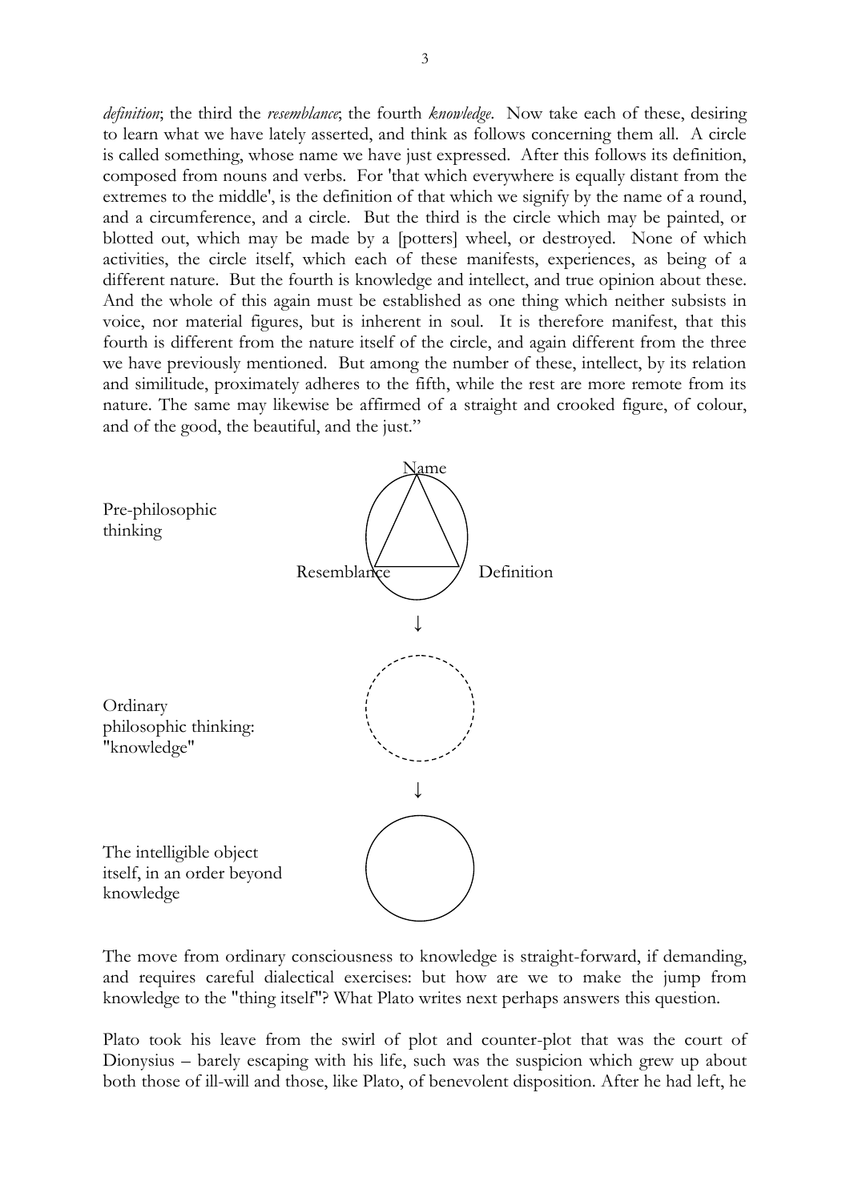*definition*; the third the *resemblance*; the fourth *knowledge*. Now take each of these, desiring to learn what we have lately asserted, and think as follows concerning them all. A circle is called something, whose name we have just expressed. After this follows its definition, composed from nouns and verbs. For 'that which everywhere is equally distant from the extremes to the middle', is the definition of that which we signify by the name of a round, and a circumference, and a circle. But the third is the circle which may be painted, or blotted out, which may be made by a [potters] wheel, or destroyed. None of which activities, the circle itself, which each of these manifests, experiences, as being of a different nature. But the fourth is knowledge and intellect, and true opinion about these. And the whole of this again must be established as one thing which neither subsists in voice, nor material figures, but is inherent in soul. It is therefore manifest, that this fourth is different from the nature itself of the circle, and again different from the three we have previously mentioned. But among the number of these, intellect, by its relation and similitude, proximately adheres to the fifth, while the rest are more remote from its nature. The same may likewise be affirmed of a straight and crooked figure, of colour, and of the good, the beautiful, and the just."

Pre-philosophic thinking — Name, Resemblance, Definition

↓

Ordinary philosophic thinking: "knowledge"

↓

The intelligible object itself, in an order beyond knowledge

The move from ordinary consciousness to knowledge is straight-forward, if demanding, and requires careful dialectical exercises: but how are we to make the jump from knowledge to the "thing itself"? What Plato writes next perhaps answers this question.

Plato took his leave from the swirl of plot and counter-plot that was the court of Dionysius – barely escaping with his life, such was the suspicion which grew up about both those of ill-will and those, like Plato, of benevolent disposition. After he had left, he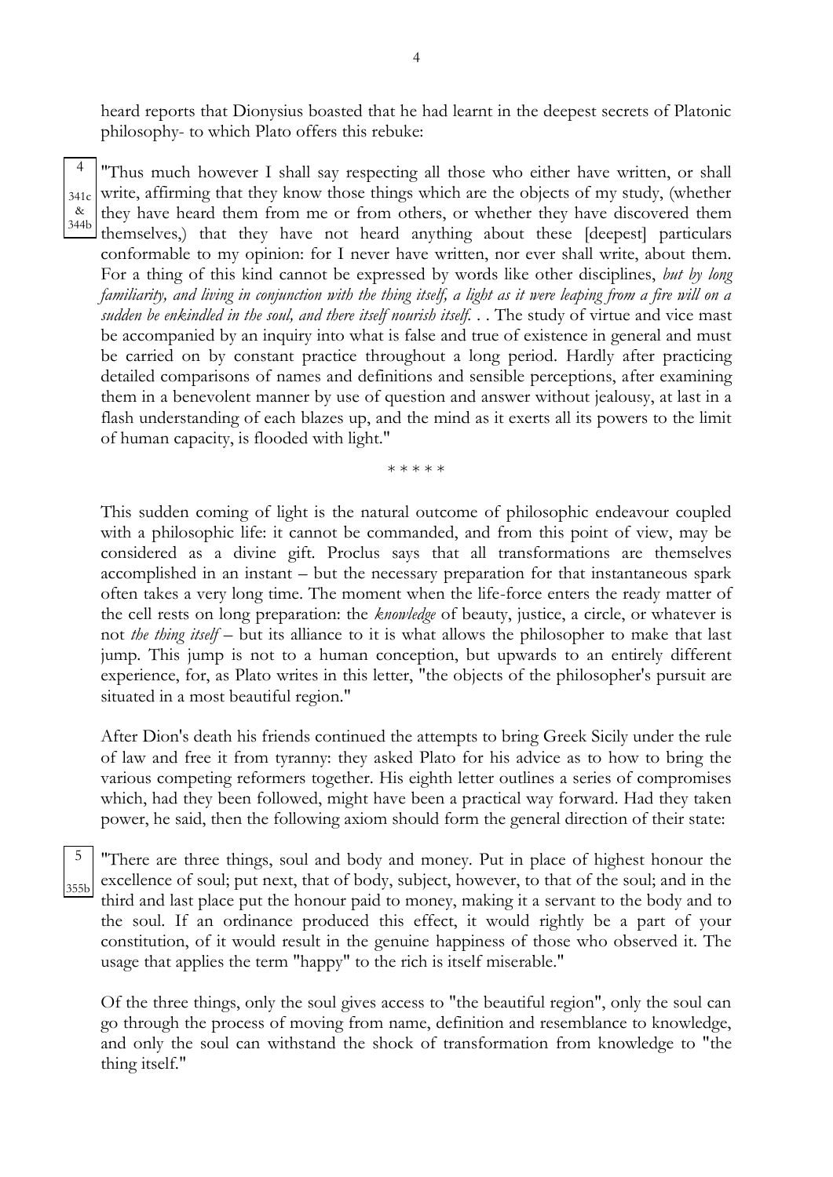heard reports that Dionysius boasted that he had learnt in the deepest secrets of Platonic philosophy- to which Plato offers this rebuke:

4
341c & 344b

"Thus much however I shall say respecting all those who either have written, or shall write, affirming that they know those things which are the objects of my study, (whether they have heard them from me or from others, or whether they have discovered them themselves,) that they have not heard anything about these [deepest] particulars conformable to my opinion: for I never have written, nor ever shall write, about them. For a thing of this kind cannot be expressed by words like other disciplines, *but by long familiarity, and living in conjunction with the thing itself, a light as it were leaping from a fire will on a sudden be enkindled in the soul, and there itself nourish itself.* . . The study of virtue and vice mast be accompanied by an inquiry into what is false and true of existence in general and must be carried on by constant practice throughout a long period. Hardly after practicing detailed comparisons of names and definitions and sensible perceptions, after examining them in a benevolent manner by use of question and answer without jealousy, at last in a flash understanding of each blazes up, and the mind as it exerts all its powers to the limit of human capacity, is flooded with light."

\* \* \* \* \*

This sudden coming of light is the natural outcome of philosophic endeavour coupled with a philosophic life: it cannot be commanded, and from this point of view, may be considered as a divine gift. Proclus says that all transformations are themselves accomplished in an instant – but the necessary preparation for that instantaneous spark often takes a very long time. The moment when the life-force enters the ready matter of the cell rests on long preparation: the *knowledge* of beauty, justice, a circle, or whatever is not *the thing itself* – but its alliance to it is what allows the philosopher to make that last jump. This jump is not to a human conception, but upwards to an entirely different experience, for, as Plato writes in this letter, "the objects of the philosopher's pursuit are situated in a most beautiful region."

After Dion's death his friends continued the attempts to bring Greek Sicily under the rule of law and free it from tyranny: they asked Plato for his advice as to how to bring the various competing reformers together. His eighth letter outlines a series of compromises which, had they been followed, might have been a practical way forward. Had they taken power, he said, then the following axiom should form the general direction of their state:

5
355b

"There are three things, soul and body and money. Put in place of highest honour the excellence of soul; put next, that of body, subject, however, to that of the soul; and in the third and last place put the honour paid to money, making it a servant to the body and to the soul. If an ordinance produced this effect, it would rightly be a part of your constitution, of it would result in the genuine happiness of those who observed it. The usage that applies the term "happy" to the rich is itself miserable."

Of the three things, only the soul gives access to "the beautiful region", only the soul can go through the process of moving from name, definition and resemblance to knowledge, and only the soul can withstand the shock of transformation from knowledge to "the thing itself."